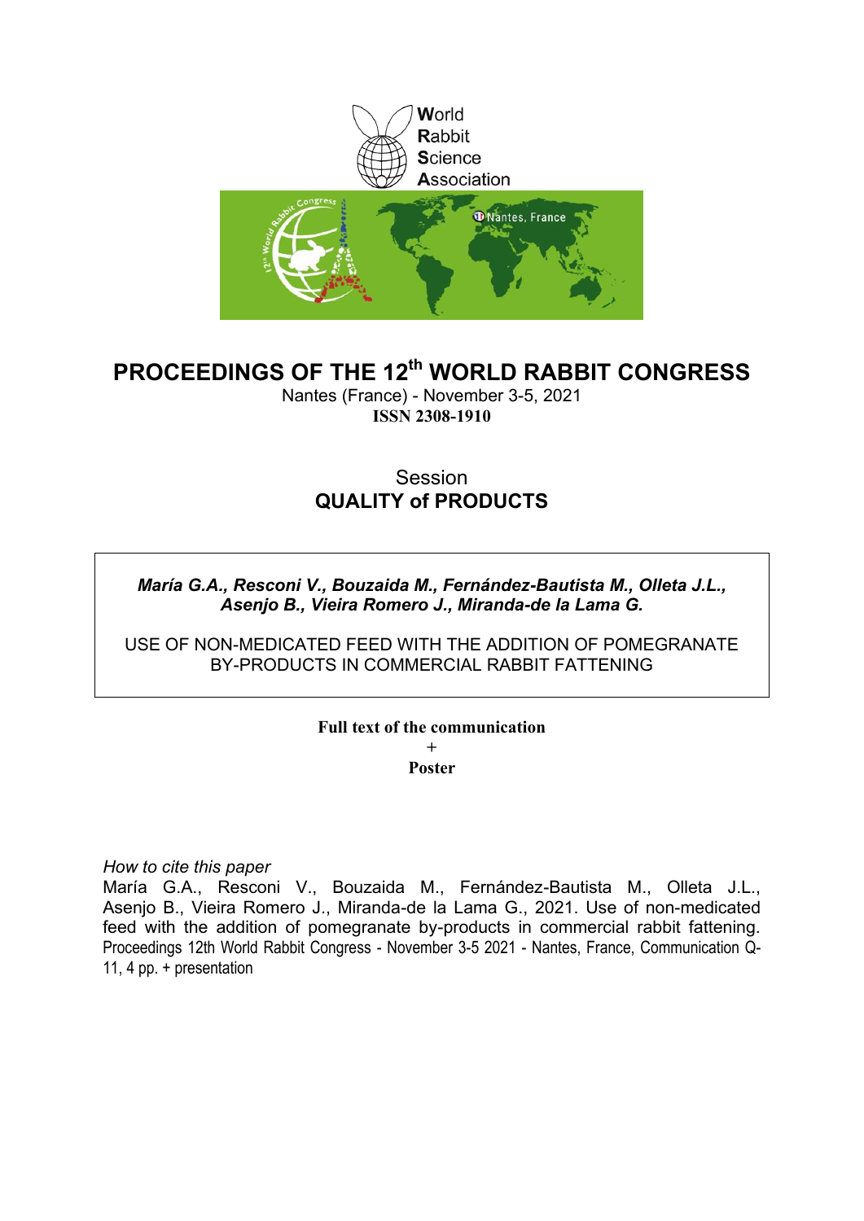World
Rabbit
Science
Association

# PROCEEDINGS OF THE 12th WORLD RABBIT CONGRESS

Nantes (France) - November 3-5, 2021
**ISSN 2308-1910**

Session
**QUALITY of PRODUCTS**

***María G.A., Resconi V., Bouzaida M., Fernández-Bautista M., Olleta J.L., Asenjo B., Vieira Romero J., Miranda-de la Lama G.***

USE OF NON-MEDICATED FEED WITH THE ADDITION OF POMEGRANATE BY-PRODUCTS IN COMMERCIAL RABBIT FATTENING

**Full text of the communication**
+
**Poster**

*How to cite this paper*
María G.A., Resconi V., Bouzaida M., Fernández-Bautista M., Olleta J.L., Asenjo B., Vieira Romero J., Miranda-de la Lama G., 2021. Use of non-medicated feed with the addition of pomegranate by-products in commercial rabbit fattening. Proceedings 12th World Rabbit Congress - November 3-5 2021 - Nantes, France, Communication Q-11, 4 pp. + presentation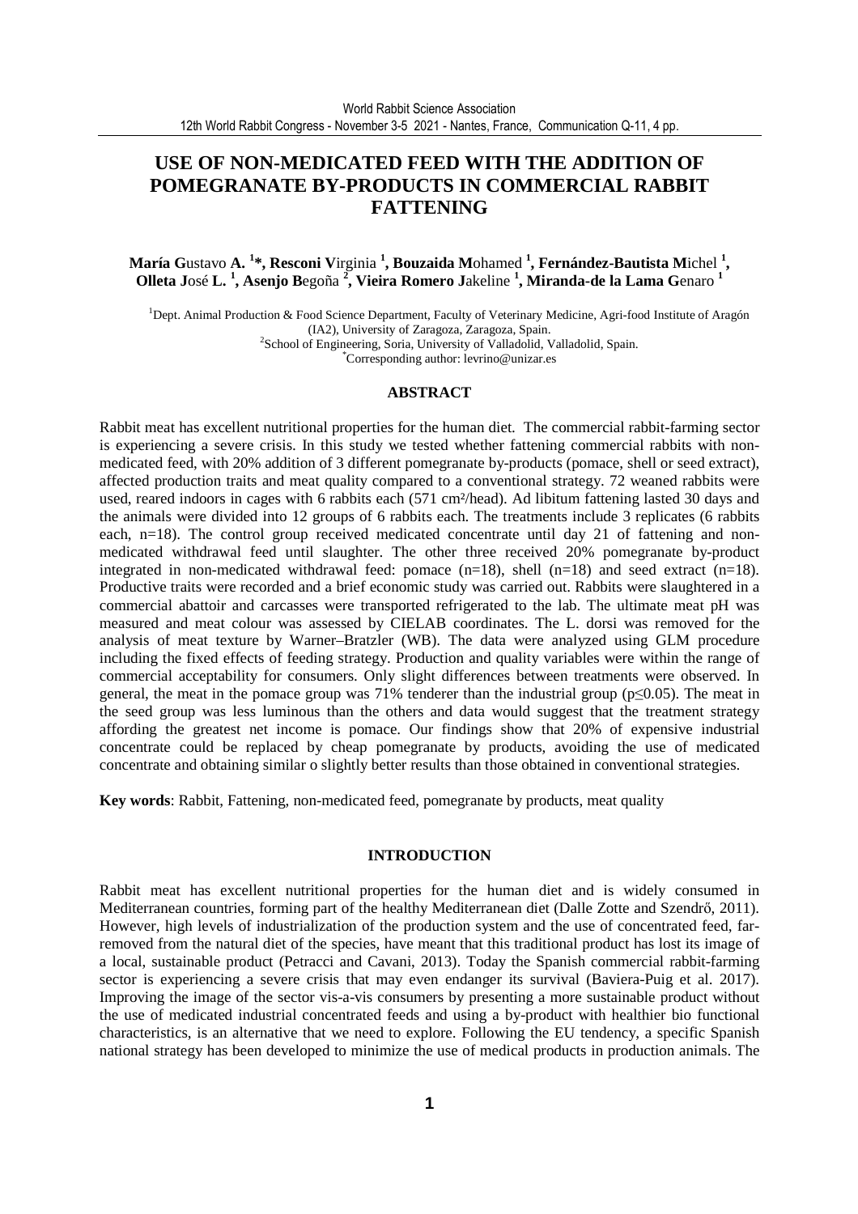# USE OF NON-MEDICATED FEED WITH THE ADDITION OF POMEGRANATE BY-PRODUCTS IN COMMERCIAL RABBIT FATTENING

**María G**ustavo **A.** [1]**\*, Resconi V**irginia [1]**, Bouzaida M**ohamed [1]**, Fernández-Bautista M**ichel [1]**, Olleta J**osé **L.** [1]**, Asenjo B**egoña [2]**, Vieira Romero J**akeline [1]**, Miranda-de la Lama G**enaro [1]

[1]Dept. Animal Production & Food Science Department, Faculty of Veterinary Medicine, Agri-food Institute of Aragón (IA2), University of Zaragoza, Zaragoza, Spain.
[2]School of Engineering, Soria, University of Valladolid, Valladolid, Spain.
[*]Corresponding author: levrino@unizar.es

## ABSTRACT

Rabbit meat has excellent nutritional properties for the human diet. The commercial rabbit-farming sector is experiencing a severe crisis. In this study we tested whether fattening commercial rabbits with non-medicated feed, with 20% addition of 3 different pomegranate by-products (pomace, shell or seed extract), affected production traits and meat quality compared to a conventional strategy. 72 weaned rabbits were used, reared indoors in cages with 6 rabbits (571 cm²/head). Ad libitum fattening lasted 30 days and the animals were divided into 12 groups of 6 rabbits each. The treatments include 3 replicates (6 rabbits each, n=18). The control group received medicated concentrate until day 21 of fattening and non-medicated withdrawal feed until slaughter. The other three received 20% pomegranate by-product integrated in non-medicated withdrawal feed: pomace (n=18), shell (n=18) and seed extract (n=18). Productive traits were recorded and a brief economic study was carried out. Rabbits were slaughtered in a commercial abattoir and carcasses were transported refrigerated to the lab. The ultimate meat pH was measured and meat colour was assessed by CIELAB coordinates. The L. dorsi was removed for the analysis of meat texture by Warner–Bratzler (WB). The data were analyzed using GLM procedure including the fixed effects of feeding strategy. Production and quality variables were within the range of commercial acceptability for consumers. Only slight differences between treatments were observed. In general, the meat in the pomace group was 71% tenderer than the industrial group ($p \leq 0.05$). The meat in the seed group was less luminous than the others and data would suggest that the treatment strategy affording the greatest net income is pomace. Our findings show that 20% of expensive industrial concentrate could be replaced by cheap pomegranate by products, avoiding the use of medicated concentrate and obtaining similar o slightly better results than those obtained in conventional strategies.

**Key words**: Rabbit, Fattening, non-medicated feed, pomegranate by products, meat quality

## INTRODUCTION

Rabbit meat has excellent nutritional properties for the human diet and is widely consumed in Mediterranean countries, forming part of the healthy Mediterranean diet (Dalle Zotte and Szendrő, 2011). However, high levels of industrialization of the production system and the use of concentrated feed, far-removed from the natural diet of the species, have meant that this traditional product has lost its image of a local, sustainable product (Petracci and Cavani, 2013). Today the Spanish commercial rabbit-farming sector is experiencing a severe crisis that may even endanger its survival (Baviera-Puig et al. 2017). Improving the image of the sector vis-a-vis consumers by presenting a more sustainable product without the use of medicated industrial concentrated feeds and using a by-product with healthier bio functional characteristics, is an alternative that we need to explore. Following the EU tendency, a specific Spanish national strategy has been developed to minimize the use of medical products in production animals. The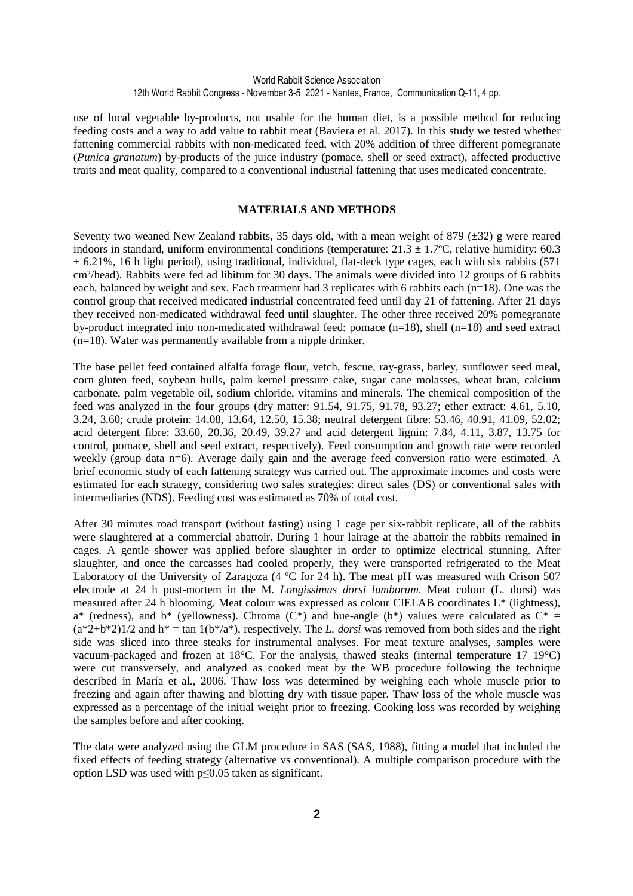use of local vegetable by-products, not usable for the human diet, is a possible method for reducing feeding costs and a way to add value to rabbit meat (Baviera et al. 2017). In this study we tested whether fattening commercial rabbits with non-medicated feed, with 20% addition of three different pomegranate (*Punica granatum*) by-products of the juice industry (pomace, shell or seed extract), affected productive traits and meat quality, compared to a conventional industrial fattening that uses medicated concentrate.

## MATERIALS AND METHODS

Seventy two weaned New Zealand rabbits, 35 days old, with a mean weight of 879 (±32) g were reared indoors in standard, uniform environmental conditions (temperature: 21.3 ± 1.7ºC, relative humidity: 60.3 ± 6.21%, 16 h light period), using traditional, individual, flat-deck type cages, each with six rabbits (571 cm²/head). Rabbits were fed ad libitum for 30 days. The animals were divided into 12 groups of 6 rabbits each, balanced by weight and sex. Each treatment had 3 replicates with 6 rabbits each (n=18). One was the control group that received medicated industrial concentrated feed until day 21 of fattening. After 21 days they received non-medicated withdrawal feed until slaughter. The other three received 20% pomegranate by-product integrated into non-medicated withdrawal feed: pomace (n=18), shell (n=18) and seed extract (n=18). Water was permanently available from a nipple drinker.

The base pellet feed contained alfalfa forage flour, vetch, fescue, ray-grass, barley, sunflower seed meal, corn gluten feed, soybean hulls, palm kernel pressure cake, sugar cane molasses, wheat bran, calcium carbonate, palm vegetable oil, sodium chloride, vitamins and minerals. The chemical composition of the feed was analyzed in the four groups (dry matter: 91.54, 91.75, 91.78, 93.27; ether extract: 4.61, 5.10, 3.24, 3.60; crude protein: 14.08, 13.64, 12.50, 15.38; neutral detergent fibre: 53.46, 40.91, 41.09, 52.02; acid detergent fibre: 33.60, 20.36, 20.49, 39.27 and acid detergent lignin: 7.84, 4.11, 3.87, 13.75 for control, pomace, shell and seed extract, respectively). Feed consumption and growth rate were recorded weekly (group data n=6). Average daily gain and the average feed conversion ratio were estimated. A brief economic study of each fattening strategy was carried out. The approximate incomes and costs were estimated for each strategy, considering two sales strategies: direct sales (DS) or conventional sales with intermediaries (NDS). Feeding cost was estimated as 70% of total cost.

After 30 minutes road transport (without fasting) using 1 cage per six-rabbit replicate, all of the rabbits were slaughtered at a commercial abattoir. During 1 hour lairage at the abattoir the rabbits remained in cages. A gentle shower was applied before slaughter in order to optimize electrical stunning. After slaughter, and once the carcasses had cooled properly, they were transported refrigerated to the Meat Laboratory of the University of Zaragoza (4 ºC for 24 h). The meat pH was measured with Crison 507 electrode at 24 h post-mortem in the M. *Longissimus dorsi lumborum*. Meat colour (L. dorsi) was measured after 24 h blooming. Meat colour was expressed as colour CIELAB coordinates L* (lightness), a* (redness), and b* (yellowness). Chroma (C*) and hue-angle (h*) values were calculated as C* = (a*2+b*2)1/2 and h* = tan 1(b*/a*), respectively. The *L. dorsi* was removed from both sides and the right side was sliced into three steaks for instrumental analyses. For meat texture analyses, samples were vacuum-packaged and frozen at 18°C. For the analysis, thawed steaks (internal temperature 17–19°C) were cut transversely, and analyzed as cooked meat by the WB procedure following the technique described in María et al., 2006. Thaw loss was determined by weighing each whole muscle prior to freezing and again after thawing and blotting dry with tissue paper. Thaw loss of the whole muscle was expressed as a percentage of the initial weight prior to freezing. Cooking loss was recorded by weighing the samples before and after cooking.

The data were analyzed using the GLM procedure in SAS (SAS, 1988), fitting a model that included the fixed effects of feeding strategy (alternative vs conventional). A multiple comparison procedure with the option LSD was used with $p \leq 0.05$ taken as significant.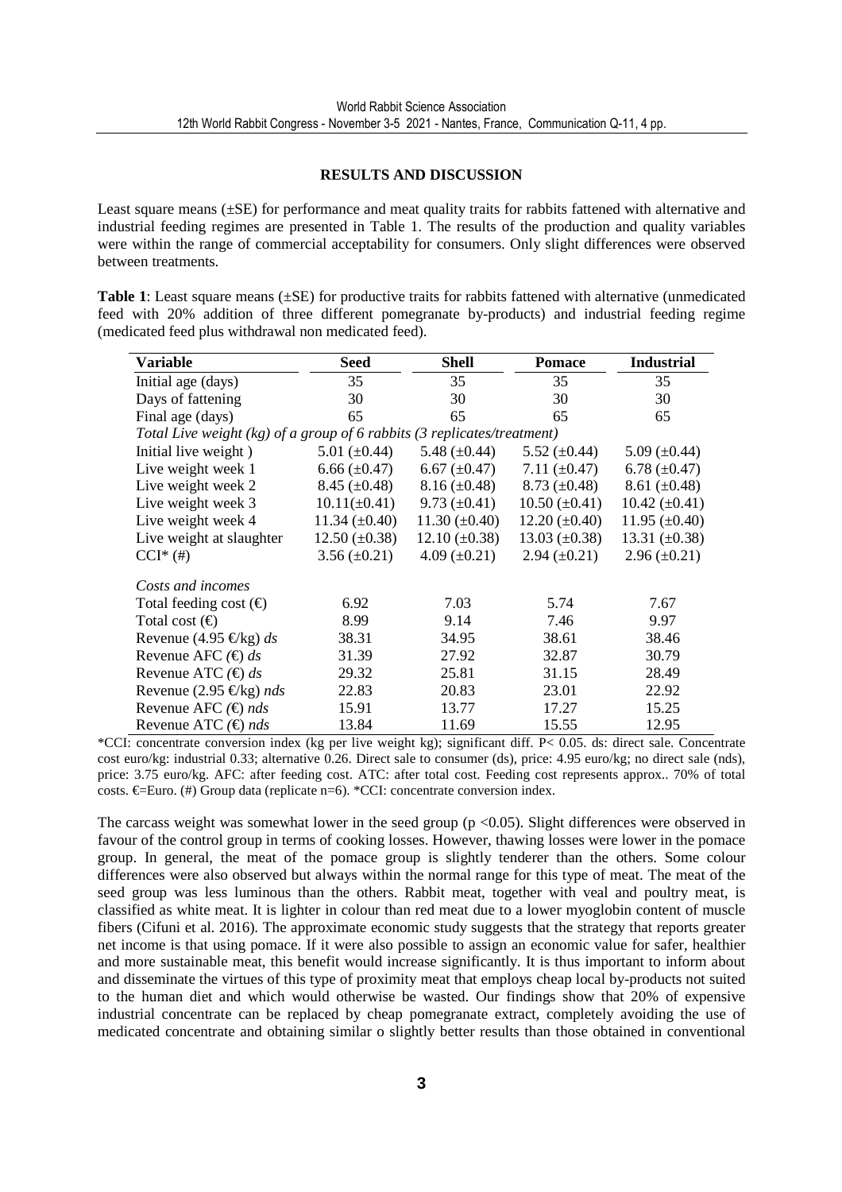## RESULTS AND DISCUSSION

Least square means (±SE) for performance and meat quality traits for rabbits fattened with alternative and industrial feeding regimes are presented in Table 1. The results of the production and quality variables were within the range of commercial acceptability for consumers. Only slight differences were observed between treatments.

**Table 1**: Least square means (±SE) for productive traits for rabbits fattened with alternative (unmedicated feed with 20% addition of three different pomegranate by-products) and industrial feeding regime (medicated feed plus withdrawal non medicated feed).

| Variable | Seed | Shell | Pomace | Industrial |
|---|---|---|---|---|
| Initial age (days) | 35 | 35 | 35 | 35 |
| Days of fattening | 30 | 30 | 30 | 30 |
| Final age (days) | 65 | 65 | 65 | 65 |
| *Total Live weight (kg) of a group of 6 rabbits (3 replicates/treatment)* | | | | |
| Initial live weight ) | 5.01 (±0.44) | 5.48 (±0.44) | 5.52 (±0.44) | 5.09 (±0.44) |
| Live weight week 1 | 6.66 (±0.47) | 6.67 (±0.47) | 7.11 (±0.47) | 6.78 (±0.47) |
| Live weight week 2 | 8.45 (±0.48) | 8.16 (±0.48) | 8.73 (±0.48) | 8.61 (±0.48) |
| Live weight week 3 | 10.11(±0.41) | 9.73 (±0.41) | 10.50 (±0.41) | 10.42 (±0.41) |
| Live weight week 4 | 11.34 (±0.40) | 11.30 (±0.40) | 12.20 (±0.40) | 11.95 (±0.40) |
| Live weight at slaughter | 12.50 (±0.38) | 12.10 (±0.38) | 13.03 (±0.38) | 13.31 (±0.38) |
| CCI* (#) | 3.56 (±0.21) | 4.09 (±0.21) | 2.94 (±0.21) | 2.96 (±0.21) |
| *Costs and incomes* | | | | |
| Total feeding cost (€) | 6.92 | 7.03 | 5.74 | 7.67 |
| Total cost (€) | 8.99 | 9.14 | 7.46 | 9.97 |
| Revenue (4.95 €/kg) *ds* | 38.31 | 34.95 | 38.61 | 38.46 |
| Revenue AFC *(€) ds* | 31.39 | 27.92 | 32.87 | 30.79 |
| Revenue ATC *(€) ds* | 29.32 | 25.81 | 31.15 | 28.49 |
| Revenue (2.95 €/kg) *nds* | 22.83 | 20.83 | 23.01 | 22.92 |
| Revenue AFC *(€) nds* | 15.91 | 13.77 | 17.27 | 15.25 |
| Revenue ATC *(€) nds* | 13.84 | 11.69 | 15.55 | 12.95 |

*CCI: concentrate conversion index (kg per live weight kg); significant diff. P< 0.05. ds: direct sale. Concentrate cost euro/kg: industrial 0.33; alternative 0.26. Direct sale to consumer (ds), price: 4.95 euro/kg; no direct sale (nds), price: 3.75 euro/kg. AFC: after feeding cost. ATC: after total cost. Feeding cost represents approx.. 70% of total costs. €=Euro. (#) Group data (replicate n=6). *CCI: concentrate conversion index.

The carcass weight was somewhat lower in the seed group ($p < 0.05$). Slight differences were observed in favour of the control group in terms of cooking losses. However, thawing losses were lower in the pomace group. In general, the meat of the pomace group is slightly tenderer than the others. Some colour differences were also observed but always within the normal range for this type of meat. The meat of the seed group was less luminous than the others. Rabbit meat, together with veal and poultry meat, is classified as white meat. It is lighter in colour than red meat due to a lower myoglobin content of muscle fibers (Cifuni et al. 2016). The approximate economic study suggests that the strategy that reports greater net income is that using pomace. If it were also possible to assign an economic value for safer, healthier and more sustainable meat, this benefit would increase significantly. It is thus important to inform about and disseminate the virtues of this type of proximity meat that employs cheap local by-products not suited to the human diet and which would otherwise be wasted. Our findings show that 20% of expensive industrial concentrate can be replaced by cheap pomegranate extract, completely avoiding the use of medicated concentrate and obtaining similar o slightly better results than those obtained in conventional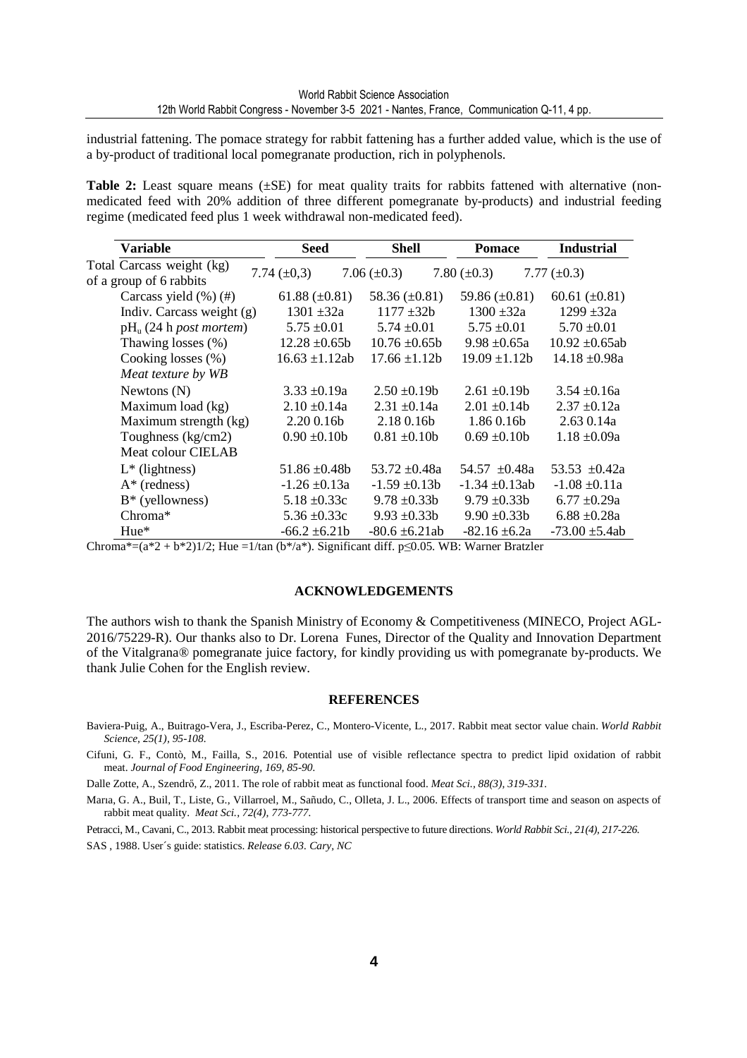industrial fattening. The pomace strategy for rabbit fattening has a further added value, which is the use of a by-product of traditional local pomegranate production, rich in polyphenols.

**Table 2:** Least square means (±SE) for meat quality traits for rabbits fattened with alternative (non-medicated feed with 20% addition of three different pomegranate by-products) and industrial feeding regime (medicated feed plus 1 week withdrawal non-medicated feed).

| Variable | Seed | Shell | Pomace | Industrial |
|---|---|---|---|---|
| Total Carcass weight (kg) of a group of 6 rabbits | 7.74 (±0,3) | 7.06 (±0.3) | 7.80 (±0.3) | 7.77 (±0.3) |
| Carcass yield (%) (#) | 61.88 (±0.81) | 58.36 (±0.81) | 59.86 (±0.81) | 60.61 (±0.81) |
| Indiv. Carcass weight (g) | 1301 ±32a | 1177 ±32b | 1300 ±32a | 1299 ±32a |
| $pH_u$ (24 h *post mortem*) | 5.75 ±0.01 | 5.74 ±0.01 | 5.75 ±0.01 | 5.70 ±0.01 |
| Thawing losses (%) | 12.28 ±0.65b | 10.76 ±0.65b | 9.98 ±0.65a | 10.92 ±0.65ab |
| Cooking losses (%) | 16.63 ±1.12ab | 17.66 ±1.12b | 19.09 ±1.12b | 14.18 ±0.98a |
| *Meat texture by WB* | | | | |
| Newtons (N) | 3.33 ±0.19a | 2.50 ±0.19b | 2.61 ±0.19b | 3.54 ±0.16a |
| Maximum load (kg) | 2.10 ±0.14a | 2.31 ±0.14a | 2.01 ±0.14b | 2.37 ±0.12a |
| Maximum strength (kg) | 2.20 0.16b | 2.18 0.16b | 1.86 0.16b | 2.63 0.14a |
| Toughness (kg/cm2) | 0.90 ±0.10b | 0.81 ±0.10b | 0.69 ±0.10b | 1.18 ±0.09a |
| Meat colour CIELAB | | | | |
| L* (lightness) | 51.86 ±0.48b | 53.72 ±0.48a | 54.57 ±0.48a | 53.53 ±0.42a |
| A* (redness) | -1.26 ±0.13a | -1.59 ±0.13b | -1.34 ±0.13ab | -1.08 ±0.11a |
| B* (yellowness) | 5.18 ±0.33c | 9.78 ±0.33b | 9.79 ±0.33b | 6.77 ±0.29a |
| Chroma* | 5.36 ±0.33c | 9.93 ±0.33b | 9.90 ±0.33b | 6.88 ±0.28a |
| Hue* | -66.2 ±6.21b | -80.6 ±6.21ab | -82.16 ±6.2a | -73.00 ±5.4ab |

Chroma*=(a*2 + b*2)1/2; Hue =1/tan (b*/a*). Significant diff. p≤0.05. WB: Warner Bratzler

## ACKNOWLEDGEMENTS

The authors wish to thank the Spanish Ministry of Economy & Competitiveness (MINECO, Project AGL-2016/75229-R). Our thanks also to Dr. Lorena Funes, Director of the Quality and Innovation Department of the Vitalgrana® pomegranate juice factory, for kindly providing us with pomegranate by-products. We thank Julie Cohen for the English review.

## REFERENCES

Baviera-Puig, A., Buitrago-Vera, J., Escriba-Perez, C., Montero-Vicente, L., 2017. Rabbit meat sector value chain. *World Rabbit Science, 25(1), 95-108.*

Cifuni, G. F., Contò, M., Failla, S., 2016. Potential use of visible reflectance spectra to predict lipid oxidation of rabbit meat. *Journal of Food Engineering, 169, 85-90.*

Dalle Zotte, A., Szendrő, Z., 2011. The role of rabbit meat as functional food. *Meat Sci., 88(3), 319-331.*

Marıa, G. A., Buil, T., Liste, G., Villarroel, M., Sañudo, C., Olleta, J. L., 2006. Effects of transport time and season on aspects of rabbit meat quality. *Meat Sci., 72(4), 773-777.*

Petracci, M., Cavani, C., 2013. Rabbit meat processing: historical perspective to future directions. *World Rabbit Sci., 21(4), 217-226.*

SAS , 1988. User´s guide: statistics. *Release 6.03. Cary, NC*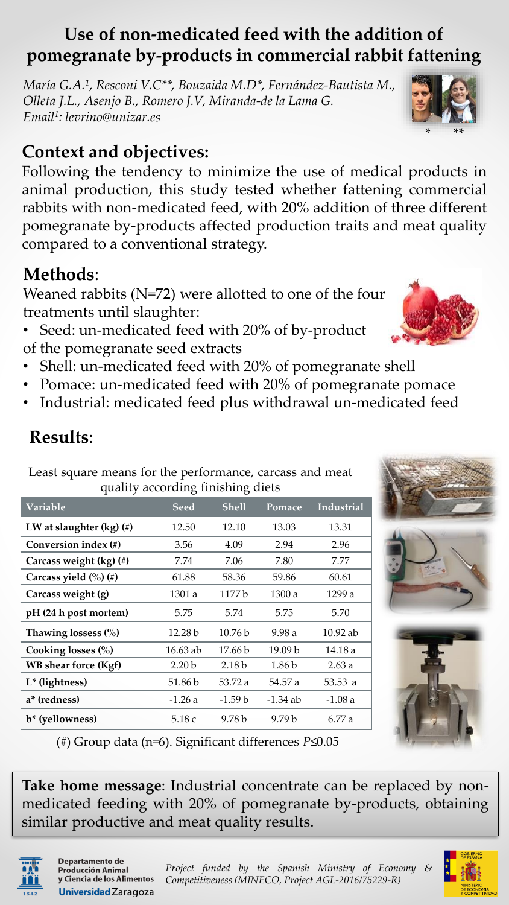# Use of non-medicated feed with the addition of pomegranate by-products in commercial rabbit fattening

*María G.A.[1], Resconi V.C**, Bouzaida M.D*, Fernández-Bautista M., Olleta J.L., Asenjo B., Romero J.V, Miranda-de la Lama G.*
*Email[1]: levrino@unizar.es*

## Context and objectives:

Following the tendency to minimize the use of medical products in animal production, this study tested whether fattening commercial rabbits with non-medicated feed, with 20% addition of three different pomegranate by-products affected production traits and meat quality compared to a conventional strategy.

## Methods:

Weaned rabbits (N=72) were allotted to one of the four treatments until slaughter:

- Seed: un-medicated feed with 20% of by-product of the pomegranate seed extracts
- Shell: un-medicated feed with 20% of pomegranate shell
- Pomace: un-medicated feed with 20% of pomegranate pomace
- Industrial: medicated feed plus withdrawal un-medicated feed

## Results:

Least square means for the performance, carcass and meat quality according finishing diets

| Variable | Seed | Shell | Pomace | Industrial |
|---|---|---|---|---|
| LW at slaughter (kg) (#) | 12.50 | 12.10 | 13.03 | 13.31 |
| Conversion index (#) | 3.56 | 4.09 | 2.94 | 2.96 |
| Carcass weight (kg) (#) | 7.74 | 7.06 | 7.80 | 7.77 |
| Carcass yield (%) (#) | 61.88 | 58.36 | 59.86 | 60.61 |
| Carcass weight (g) | 1301 a | 1177 b | 1300 a | 1299 a |
| pH (24 h post mortem) | 5.75 | 5.74 | 5.75 | 5.70 |
| Thawing lossess (%) | 12.28 b | 10.76 b | 9.98 a | 10.92 ab |
| Cooking losses (%) | 16.63 ab | 17.66 b | 19.09 b | 14.18 a |
| WB shear force (Kgf) | 2.20 b | 2.18 b | 1.86 b | 2.63 a |
| L* (lightness) | 51.86 b | 53.72 a | 54.57 a | 53.53 a |
| a* (redness) | -1.26 a | -1.59 b | -1.34 ab | -1.08 a |
| b* (yellowness) | 5.18 c | 9.78 b | 9.79 b | 6.77 a |

(#) Group data (n=6). Significant differences $P \leq 0.05$

**Take home message**: Industrial concentrate can be replaced by non-medicated feeding with 20% of pomegranate by-products, obtaining similar productive and meat quality results.

Departamento de Producción Animal y Ciencia de los Alimentos
Universidad Zaragoza

*Project funded by the Spanish Ministry of Economy & Competitiveness (MINECO, Project AGL-2016/75229-R)*